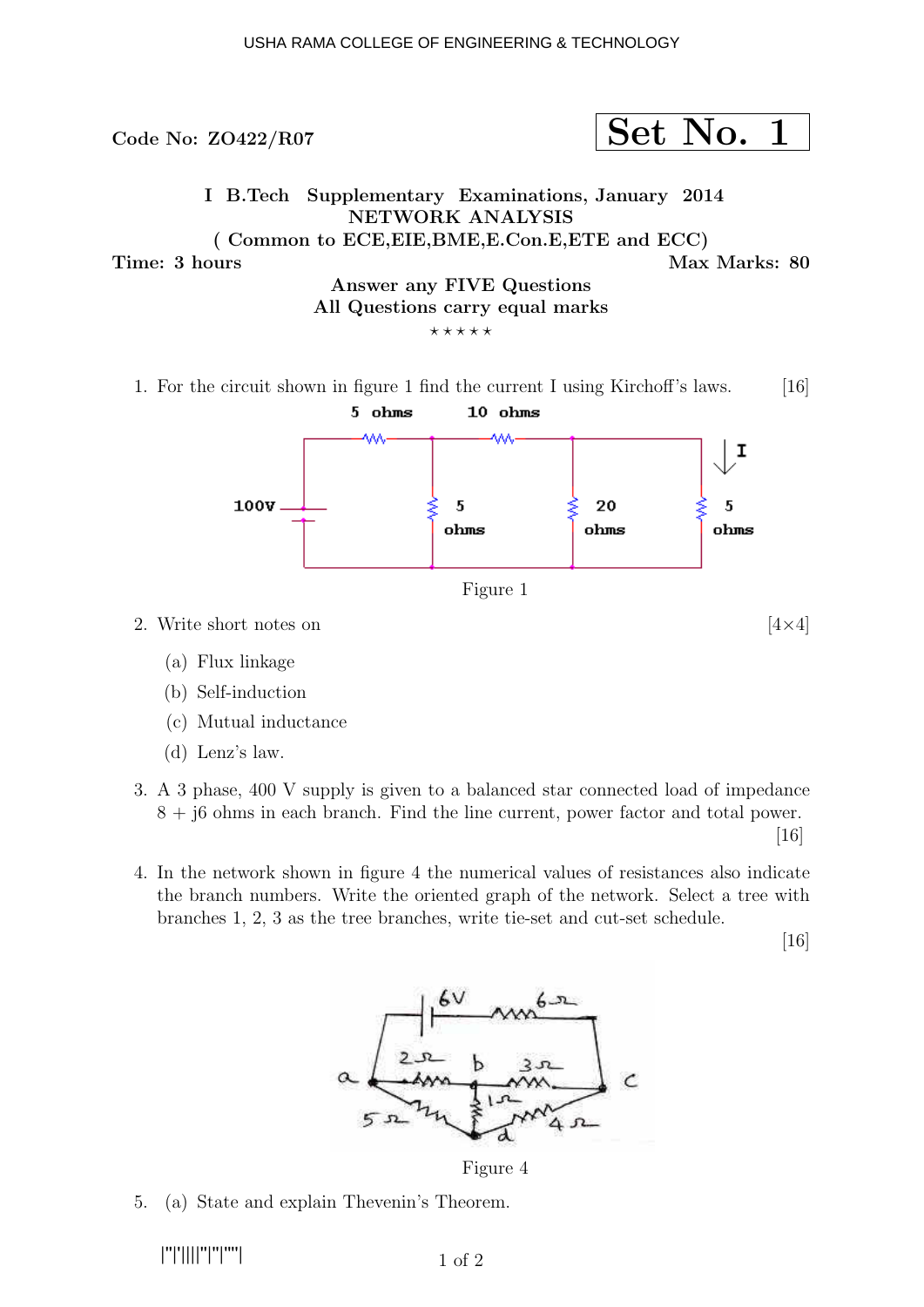Code No: ZO422/R07

**Set No. 1**

**I B.Tech Supplementary Examinations, January 2014**
**NETWORK ANALYSIS**
**( Common to ECE,EIE,BME,E.Con.E,ETE and ECC)**

**Time: 3 hours** **Max Marks: 80**

**Answer any FIVE Questions**
**All Questions carry equal marks**

⋆ ⋆ ⋆ ⋆ ⋆

1. For the circuit shown in figure 1 find the current I using Kirchoff's laws. [16]

Figure 1

2. Write short notes on [4×4]

   (a) Flux linkage

   (b) Self-induction

   (c) Mutual inductance

   (d) Lenz's law.

3. A 3 phase, 400 V supply is given to a balanced star connected load of impedance 8 + j6 ohms in each branch. Find the line current, power factor and total power. [16]

4. In the network shown in figure 4 the numerical values of resistances also indicate the branch numbers. Write the oriented graph of the network. Select a tree with branches 1, 2, 3 as the tree branches, write tie-set and cut-set schedule. [16]

Figure 4

5. (a) State and explain Thevenin's Theorem.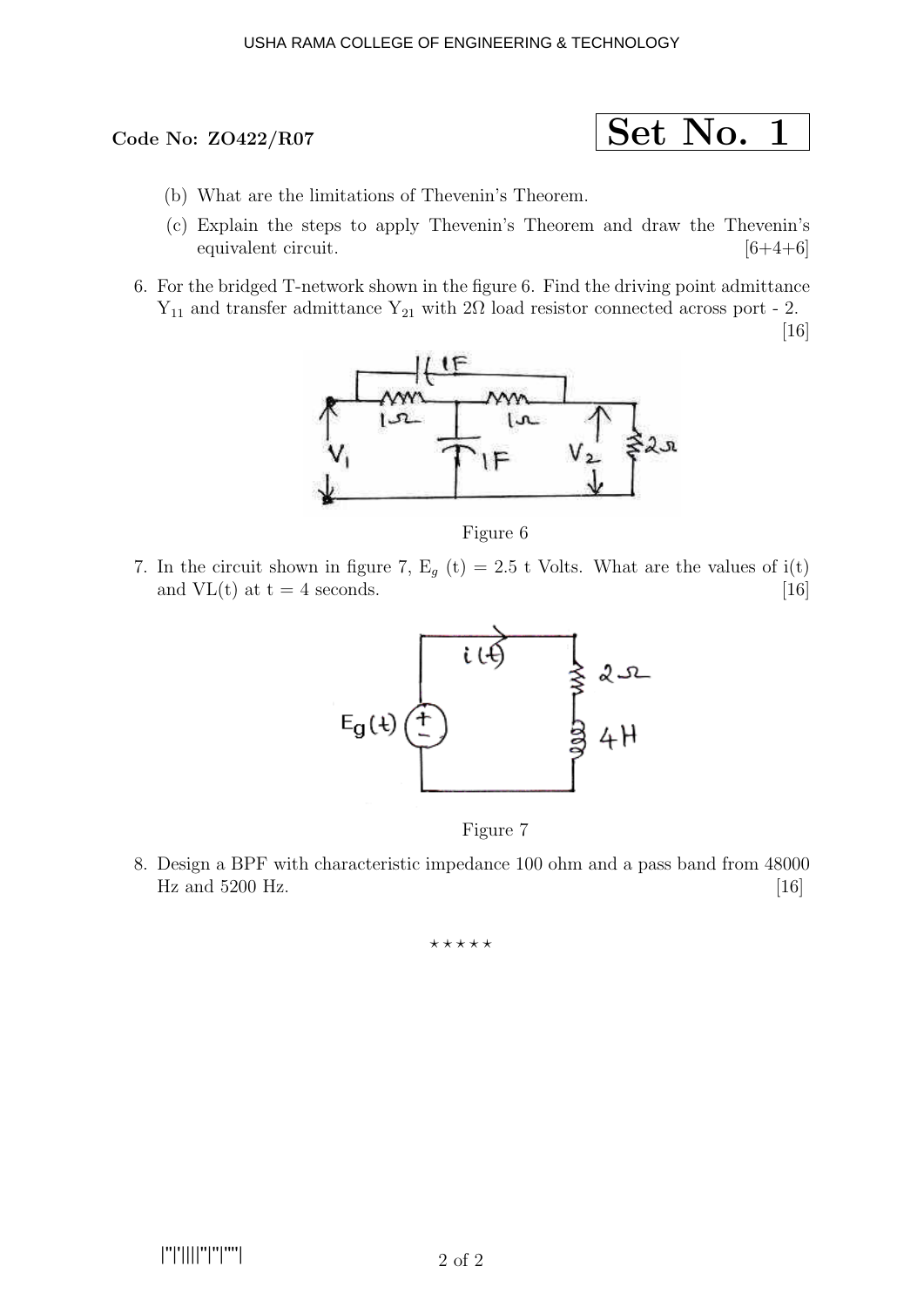**Code No: ZO422/R07**

**Set No. 1**

(b) What are the limitations of Thevenin's Theorem.

(c) Explain the steps to apply Thevenin's Theorem and draw the Thevenin's equivalent circuit. [6+4+6]

6. For the bridged T-network shown in the figure 6. Find the driving point admittance $Y_{11}$ and transfer admittance $Y_{21}$ with $2\Omega$ load resistor connected across port - 2. [16]

Figure 6

7. In the circuit shown in figure 7, $E_g$ (t) = 2.5 t Volts. What are the values of i(t) and VL(t) at t = 4 seconds. [16]

Figure 7

8. Design a BPF with characteristic impedance 100 ohm and a pass band from 48000 Hz and 5200 Hz. [16]

⋆ ⋆ ⋆ ⋆ ⋆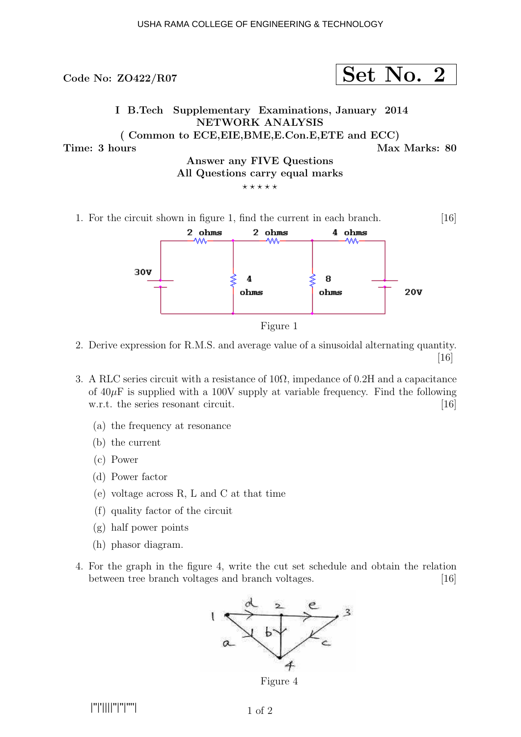USHA RAMA COLLEGE OF ENGINEERING & TECHNOLOGY

**Code No: ZO422/R07**

**Set No. 2**

**I B.Tech Supplementary Examinations, January 2014**
**NETWORK ANALYSIS**
**( Common to ECE,EIE,BME,E.Con.E,ETE and ECC)**

**Time: 3 hours** **Max Marks: 80**

**Answer any FIVE Questions**
**All Questions carry equal marks**

⋆ ⋆ ⋆ ⋆ ⋆

1. For the circuit shown in figure 1, find the current in each branch. [16]

Figure 1

2. Derive expression for R.M.S. and average value of a sinusoidal alternating quantity. [16]

3. A RLC series circuit with a resistance of 10Ω, impedance of 0.2H and a capacitance of 40$\mu$F is supplied with a 100V supply at variable frequency. Find the following w.r.t. the series resonant circuit. [16]

   (a) the frequency at resonance
   (b) the current
   (c) Power
   (d) Power factor
   (e) voltage across R, L and C at that time
   (f) quality factor of the circuit
   (g) half power points
   (h) phasor diagram.

4. For the graph in the figure 4, write the cut set schedule and obtain the relation between tree branch voltages and branch voltages. [16]

Figure 4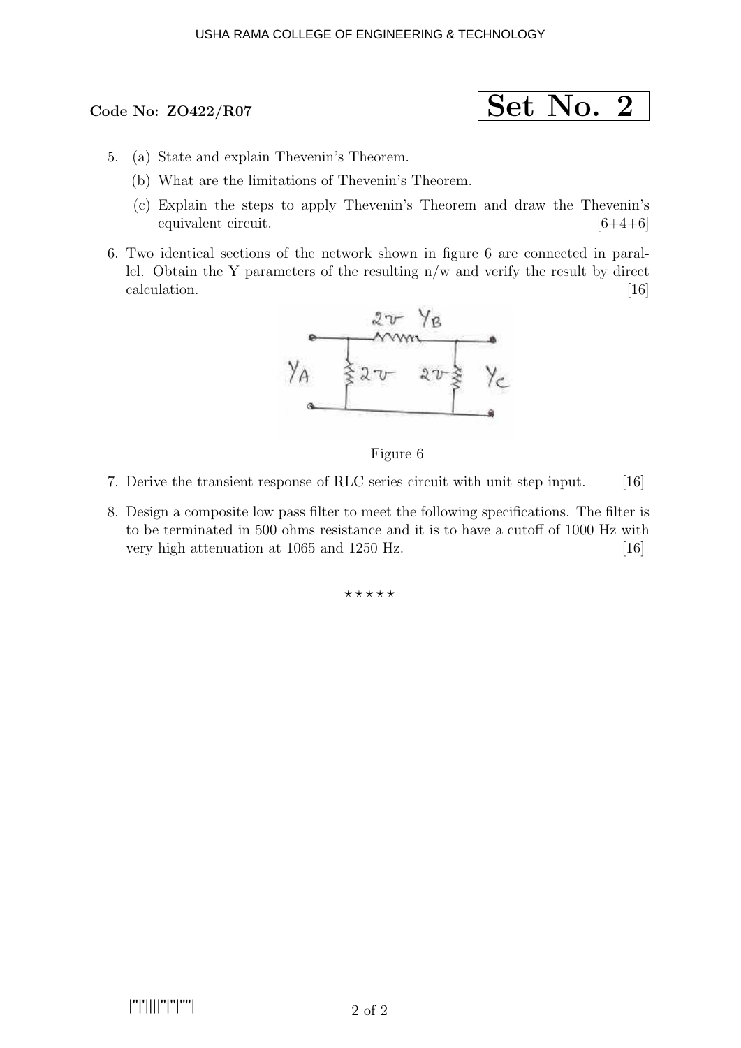**Code No: ZO422/R07** **Set No. 2**

5. (a) State and explain Thevenin's Theorem.

   (b) What are the limitations of Thevenin's Theorem.

   (c) Explain the steps to apply Thevenin's Theorem and draw the Thevenin's equivalent circuit. [6+4+6]

6. Two identical sections of the network shown in figure 6 are connected in parallel. Obtain the Y parameters of the resulting n/w and verify the result by direct calculation. [16]

Figure 6

7. Derive the transient response of RLC series circuit with unit step input. [16]

8. Design a composite low pass filter to meet the following specifications. The filter is to be terminated in 500 ohms resistance and it is to have a cutoff of 1000 Hz with very high attenuation at 1065 and 1250 Hz. [16]

⋆ ⋆ ⋆ ⋆ ⋆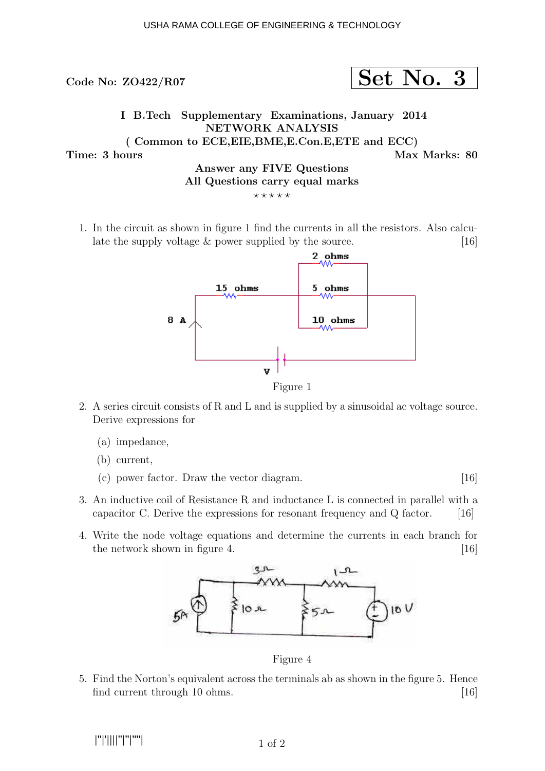USHA RAMA COLLEGE OF ENGINEERING & TECHNOLOGY

**Code No: ZO422/R07**

**Set No. 3**

**I B.Tech Supplementary Examinations, January 2014**
**NETWORK ANALYSIS**
**( Common to ECE,EIE,BME,E.Con.E,ETE and ECC)**

**Time: 3 hours** **Max Marks: 80**

**Answer any FIVE Questions**
**All Questions carry equal marks**

⋆ ⋆ ⋆ ⋆ ⋆

1. In the circuit as shown in figure 1 find the currents in all the resistors. Also calculate the supply voltage & power supplied by the source. [16]

   Figure 1

2. A series circuit consists of R and L and is supplied by a sinusoidal ac voltage source. Derive expressions for

   (a) impedance,

   (b) current,

   (c) power factor. Draw the vector diagram. [16]

3. An inductive coil of Resistance R and inductance L is connected in parallel with a capacitor C. Derive the expressions for resonant frequency and Q factor. [16]

4. Write the node voltage equations and determine the currents in each branch for the network shown in figure 4. [16]

   Figure 4

5. Find the Norton's equivalent across the terminals ab as shown in the figure 5. Hence find current through 10 ohms. [16]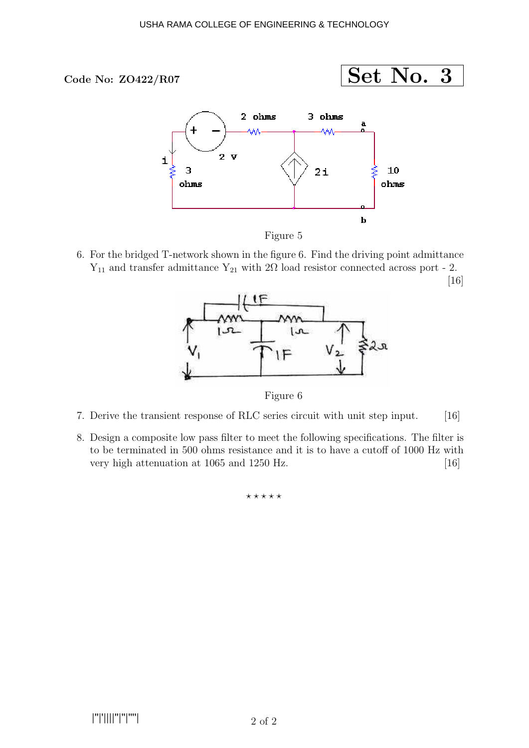**Code No: ZO422/R07**

**Set No. 3**

Figure 5

6. For the bridged T-network shown in the figure 6. Find the driving point admittance $Y_{11}$ and transfer admittance $Y_{21}$ with $2\Omega$ load resistor connected across port - 2. [16]

Figure 6

7. Derive the transient response of RLC series circuit with unit step input. [16]

8. Design a composite low pass filter to meet the following specifications. The filter is to be terminated in 500 ohms resistance and it is to have a cutoff of 1000 Hz with very high attenuation at 1065 and 1250 Hz. [16]

⋆ ⋆ ⋆ ⋆ ⋆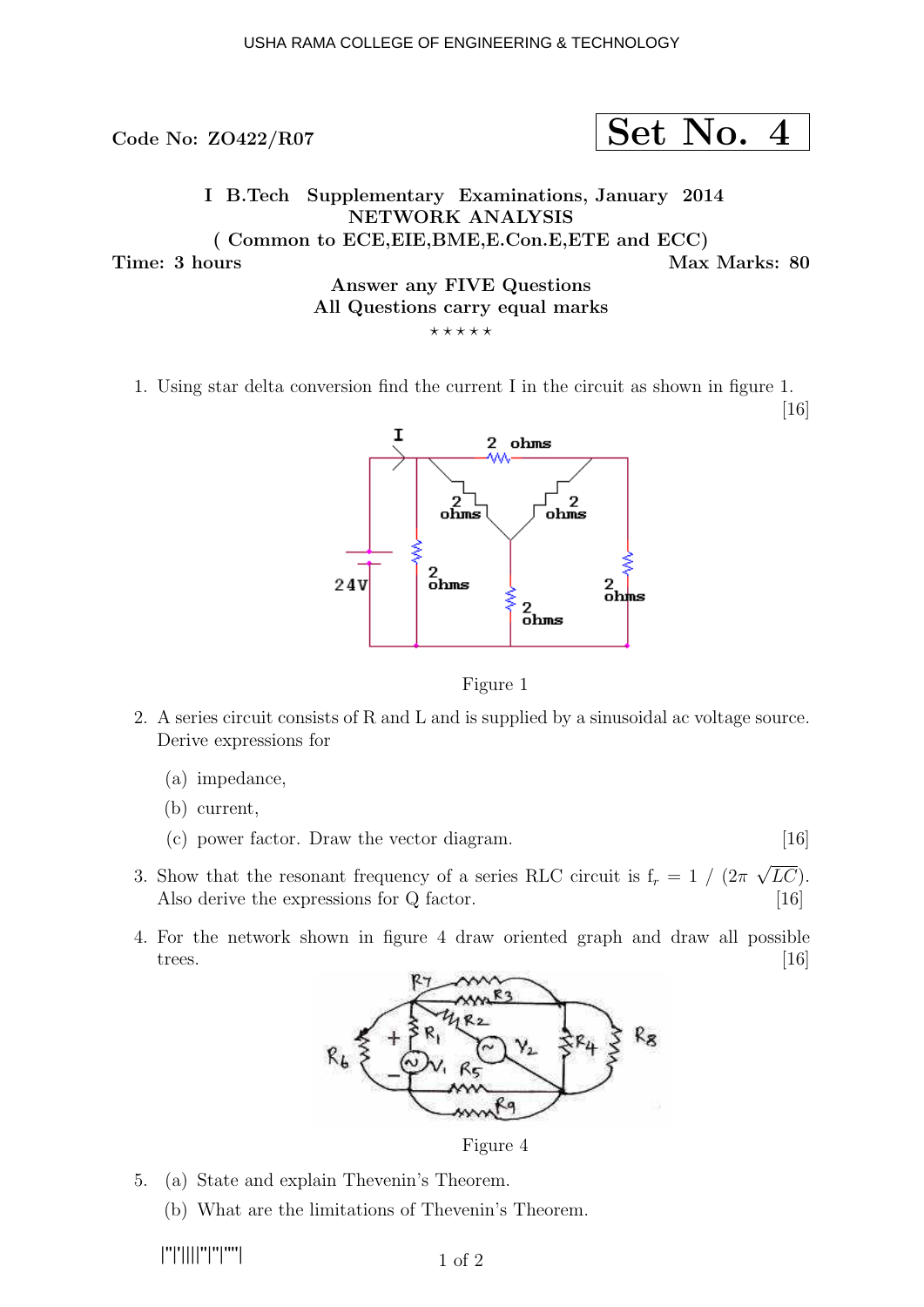Code No: ZO422/R07

**Set No. 4**

**I B.Tech Supplementary Examinations, January 2014**
**NETWORK ANALYSIS**
**( Common to ECE,EIE,BME,E.Con.E,ETE and ECC)**

**Time: 3 hours** **Max Marks: 80**

**Answer any FIVE Questions**
**All Questions carry equal marks**
⋆⋆⋆⋆⋆

1. Using star delta conversion find the current I in the circuit as shown in figure 1. [16]

Figure 1

2. A series circuit consists of R and L and is supplied by a sinusoidal ac voltage source. Derive expressions for
   (a) impedance,
   (b) current,
   (c) power factor. Draw the vector diagram. [16]

3. Show that the resonant frequency of a series RLC circuit is $f_r = 1 / (2\pi\sqrt{LC})$. Also derive the expressions for Q factor. [16]

4. For the network shown in figure 4 draw oriented graph and draw all possible trees. [16]

Figure 4

5. (a) State and explain Thevenin's Theorem.
   (b) What are the limitations of Thevenin's Theorem.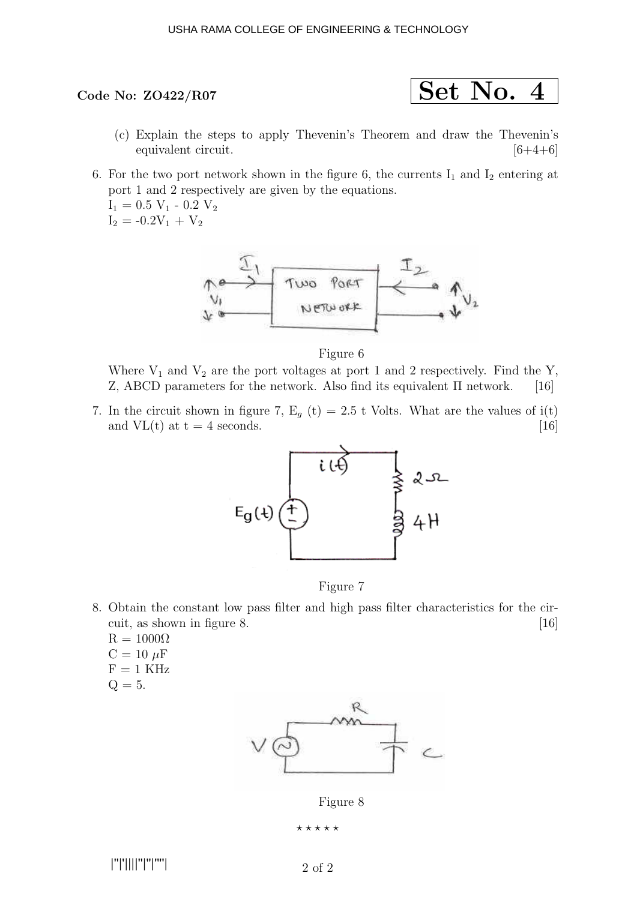(c) Explain the steps to apply Thevenin's Theorem and draw the Thevenin's equivalent circuit. [6+4+6]

6. For the two port network shown in the figure 6, the currents $I_1$ and $I_2$ entering at port 1 and 2 respectively are given by the equations.
   $I_1 = 0.5\ V_1 - 0.2\ V_2$
   $I_2 = -0.2V_1 + V_2$

   Figure 6

   Where $V_1$ and $V_2$ are the port voltages at port 1 and 2 respectively. Find the Y, Z, ABCD parameters for the network. Also find its equivalent Π network. [16]

7. In the circuit shown in figure 7, $E_g$ (t) = 2.5 t Volts. What are the values of i(t) and VL(t) at t = 4 seconds. [16]

   Figure 7

8. Obtain the constant low pass filter and high pass filter characteristics for the circuit, as shown in figure 8. [16]
   R = 1000Ω
   C = 10 μF
   F = 1 KHz
   Q = 5.

   Figure 8

⋆ ⋆ ⋆ ⋆ ⋆